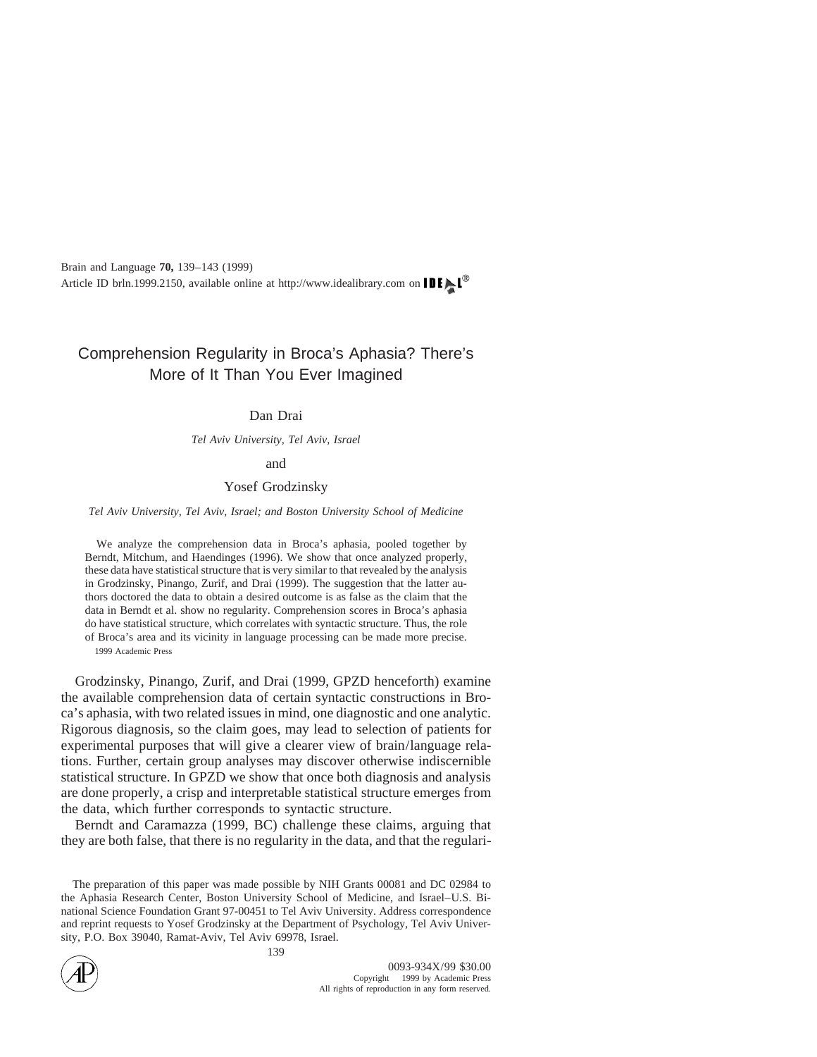Brain and Language **70,** 139–143 (1999)
Article ID brln.1999.2150, available online at http://www.idealibrary.com on IDEAL®

# Comprehension Regularity in Broca's Aphasia? There's More of It Than You Ever Imagined

Dan Drai

*Tel Aviv University, Tel Aviv, Israel*

and

Yosef Grodzinsky

*Tel Aviv University, Tel Aviv, Israel; and Boston University School of Medicine*

We analyze the comprehension data in Broca's aphasia, pooled together by Berndt, Mitchum, and Haendinges (1996). We show that once analyzed properly, these data have statistical structure that is very similar to that revealed by the analysis in Grodzinsky, Pinango, Zurif, and Drai (1999). The suggestion that the latter authors doctored the data to obtain a desired outcome is as false as the claim that the data in Berndt et al. show no regularity. Comprehension scores in Broca's aphasia do have statistical structure, which correlates with syntactic structure. Thus, the role of Broca's area and its vicinity in language processing can be made more precise.
© 1999 Academic Press

Grodzinsky, Pinango, Zurif, and Drai (1999, GPZD henceforth) examine the available comprehension data of certain syntactic constructions in Broca's aphasia, with two related issues in mind, one diagnostic and one analytic. Rigorous diagnosis, so the claim goes, may lead to selection of patients for experimental purposes that will give a clearer view of brain/language relations. Further, certain group analyses may discover otherwise indiscernible statistical structure. In GPZD we show that once both diagnosis and analysis are done properly, a crisp and interpretable statistical structure emerges from the data, which further corresponds to syntactic structure.

Berndt and Caramazza (1999, BC) challenge these claims, arguing that they are both false, that there is no regularity in the data, and that the regulari-

The preparation of this paper was made possible by NIH Grants 00081 and DC 02984 to the Aphasia Research Center, Boston University School of Medicine, and Israel–U.S. Binational Science Foundation Grant 97-00451 to Tel Aviv University. Address correspondence and reprint requests to Yosef Grodzinsky at the Department of Psychology, Tel Aviv University, P.O. Box 39040, Ramat-Aviv, Tel Aviv 69978, Israel.

0093-934X/99 $30.00
Copyright © 1999 by Academic Press
All rights of reproduction in any form reserved.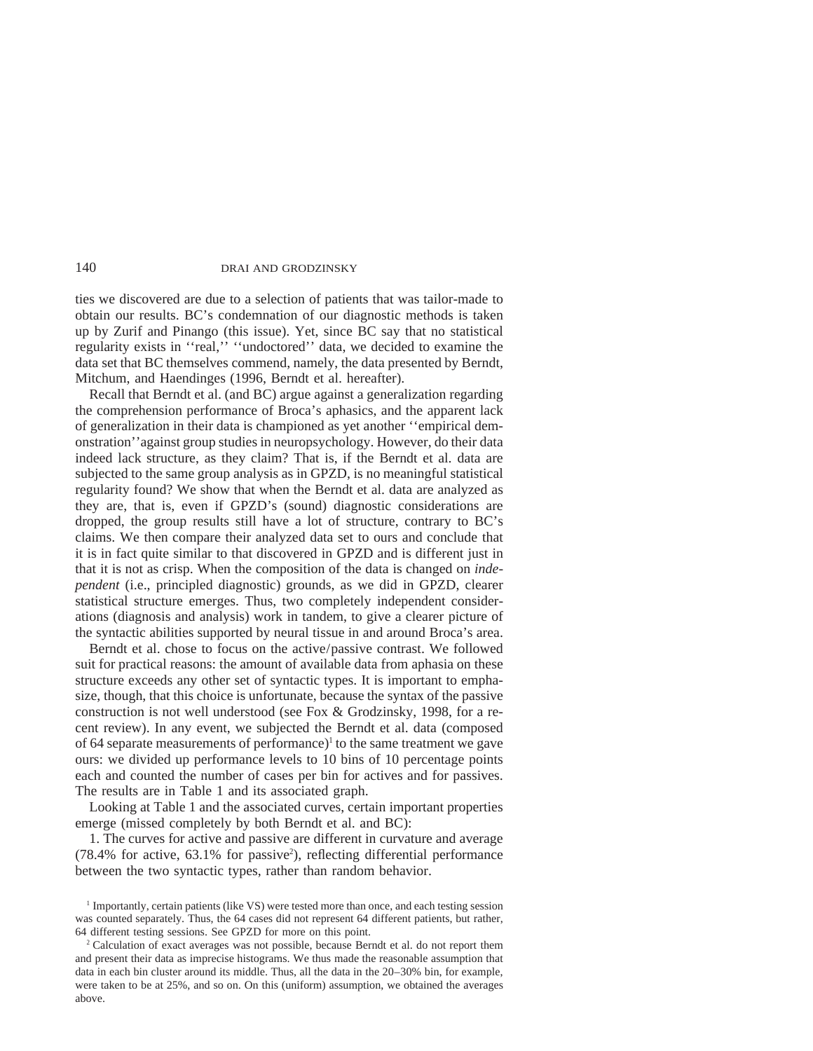ties we discovered are due to a selection of patients that was tailor-made to obtain our results. BC's condemnation of our diagnostic methods is taken up by Zurif and Pinango (this issue). Yet, since BC say that no statistical regularity exists in ''real,'' ''undoctored'' data, we decided to examine the data set that BC themselves commend, namely, the data presented by Berndt, Mitchum, and Haendinges (1996, Berndt et al. hereafter).

Recall that Berndt et al. (and BC) argue against a generalization regarding the comprehension performance of Broca's aphasics, and the apparent lack of generalization in their data is championed as yet another ''empirical demonstration''against group studies in neuropsychology. However, do their data indeed lack structure, as they claim? That is, if the Berndt et al. data are subjected to the same group analysis as in GPZD, is no meaningful statistical regularity found? We show that when the Berndt et al. data are analyzed as they are, that is, even if GPZD's (sound) diagnostic considerations are dropped, the group results still have a lot of structure, contrary to BC's claims. We then compare their analyzed data set to ours and conclude that it is in fact quite similar to that discovered in GPZD and is different just in that it is not as crisp. When the composition of the data is changed on *independent* (i.e., principled diagnostic) grounds, as we did in GPZD, clearer statistical structure emerges. Thus, two completely independent considerations (diagnosis and analysis) work in tandem, to give a clearer picture of the syntactic abilities supported by neural tissue in and around Broca's area.

Berndt et al. chose to focus on the active/passive contrast. We followed suit for practical reasons: the amount of available data from aphasia on these structure exceeds any other set of syntactic types. It is important to emphasize, though, that this choice is unfortunate, because the syntax of the passive construction is not well understood (see Fox & Grodzinsky, 1998, for a recent review). In any event, we subjected the Berndt et al. data (composed of 64 separate measurements of performance)[1] to the same treatment we gave ours: we divided up performance levels to 10 bins of 10 percentage points each and counted the number of cases per bin for actives and for passives. The results are in Table 1 and its associated graph.

Looking at Table 1 and the associated curves, certain important properties emerge (missed completely by both Berndt et al. and BC):

1. The curves for active and passive are different in curvature and average (78.4% for active, 63.1% for passive[2]), reflecting differential performance between the two syntactic types, rather than random behavior.

[1] Importantly, certain patients (like VS) were tested more than once, and each testing session was counted separately. Thus, the 64 cases did not represent 64 different patients, but rather, 64 different testing sessions. See GPZD for more on this point.

[2] Calculation of exact averages was not possible, because Berndt et al. do not report them and present their data as imprecise histograms. We thus made the reasonable assumption that data in each bin cluster around its middle. Thus, all the data in the 20–30% bin, for example, were taken to be at 25%, and so on. On this (uniform) assumption, we obtained the averages above.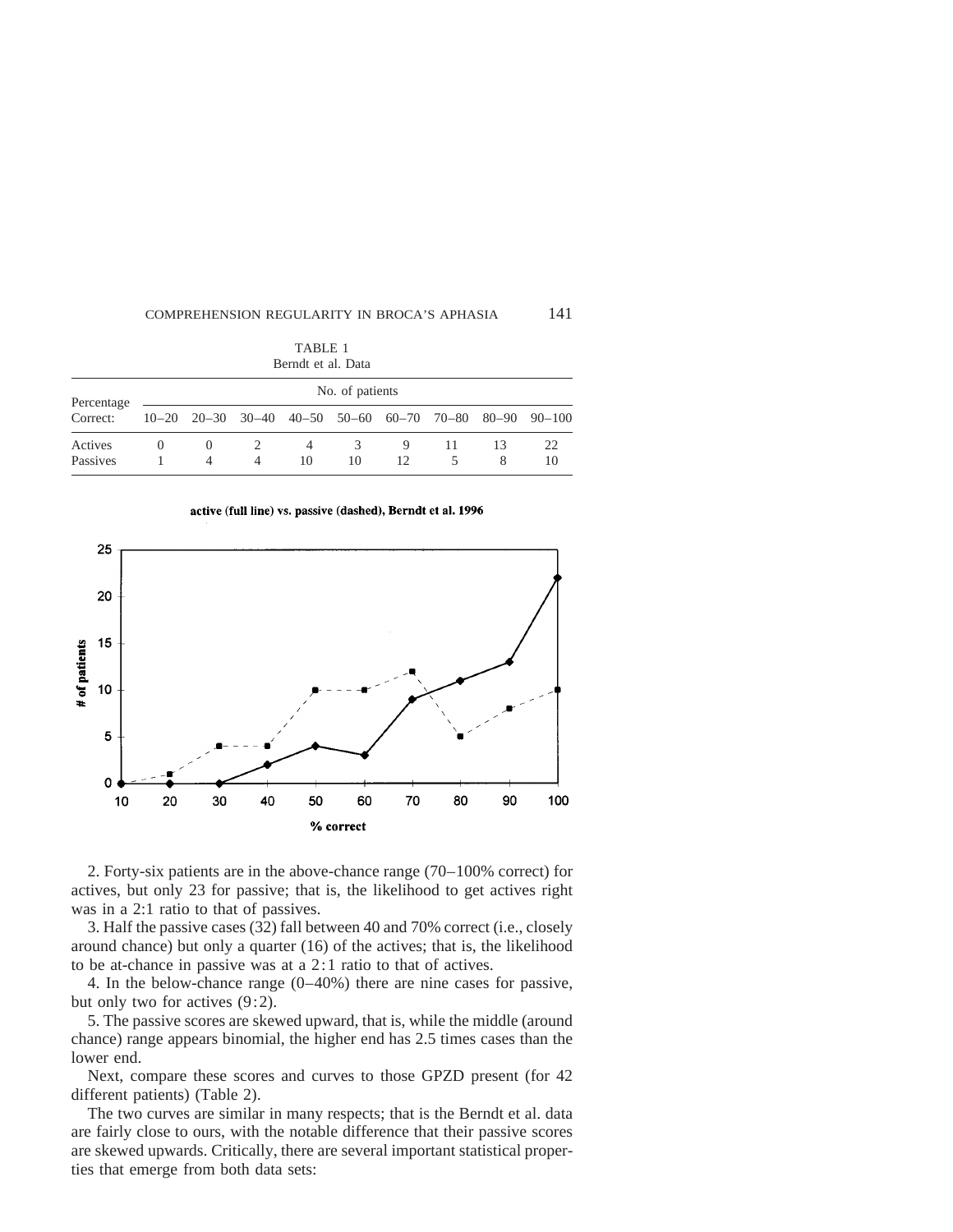TABLE 1
Berndt et al. Data

| Percentage Correct: | No. of patients | | | | | | | | |
|---|---|---|---|---|---|---|---|---|---|
| | 10–20 | 20–30 | 30–40 | 40–50 | 50–60 | 60–70 | 70–80 | 80–90 | 90–100 |
| Actives | 0 | 0 | 2 | 4 | 3 | 9 | 11 | 13 | 22 |
| Passives | 1 | 4 | 4 | 10 | 10 | 12 | 5 | 8 | 10 |

active (full line) vs. passive (dashed), Berndt et al. 1996

# of patients

0
5
10
15
20
25

10 20 30 40 50 60 70 80 90 100

% correct

2. Forty-six patients are in the above-chance range (70–100% correct) for actives, but only 23 for passive; that is, the likelihood to get actives right was in a 2:1 ratio to that of passives.

3. Half the passive cases (32) fall between 40 and 70% correct (i.e., closely around chance) but only a quarter (16) of the actives; that is, the likelihood to be at-chance in passive was at a 2 : 1 ratio to that of actives.

4. In the below-chance range (0–40%) there are nine cases for passive, but only two for actives (9 : 2).

5. The passive scores are skewed upward, that is, while the middle (around chance) range appears binomial, the higher end has 2.5 times cases than the lower end.

Next, compare these scores and curves to those GPZD present (for 42 different patients) (Table 2).

The two curves are similar in many respects; that is the Berndt et al. data are fairly close to ours, with the notable difference that their passive scores are skewed upwards. Critically, there are several important statistical properties that emerge from both data sets: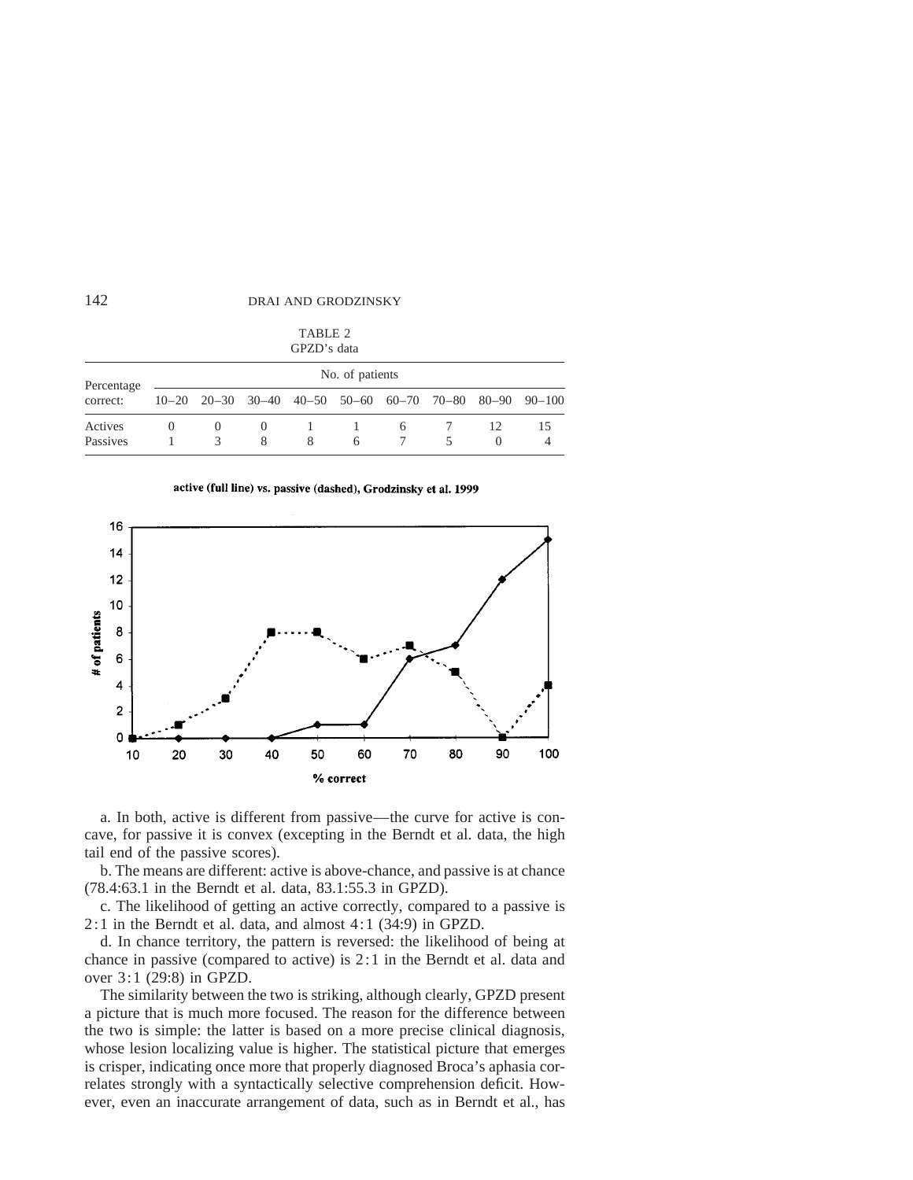TABLE 2
GPZD's data

| Percentage correct: | No. of patients | | | | | | | | |
|---|---|---|---|---|---|---|---|---|---|
| | 10–20 | 20–30 | 30–40 | 40–50 | 50–60 | 60–70 | 70–80 | 80–90 | 90–100 |
| Actives | 0 | 0 | 0 | 1 | 1 | 6 | 7 | 12 | 15 |
| Passives | 1 | 3 | 8 | 8 | 6 | 7 | 5 | 0 | 4 |

**active (full line) vs. passive (dashed), Grodzinsky et al. 1999**

16
14
12
10
8
6
4
2
0

**# of patients**

10 20 30 40 50 60 70 80 90 100

**% correct**

a. In both, active is different from passive—the curve for active is concave, for passive it is convex (excepting in the Berndt et al. data, the high tail end of the passive scores).

b. The means are different: active is above-chance, and passive is at chance (78.4:63.1 in the Berndt et al. data, 83.1:55.3 in GPZD).

c. The likelihood of getting an active correctly, compared to a passive is 2 : 1 in the Berndt et al. data, and almost 4 : 1 (34:9) in GPZD.

d. In chance territory, the pattern is reversed: the likelihood of being at chance in passive (compared to active) is 2 : 1 in the Berndt et al. data and over 3 : 1 (29:8) in GPZD.

The similarity between the two is striking, although clearly, GPZD present a picture that is much more focused. The reason for the difference between the two is simple: the latter is based on a more precise clinical diagnosis, whose lesion localizing value is higher. The statistical picture that emerges is crisper, indicating once more that properly diagnosed Broca's aphasia correlates strongly with a syntactically selective comprehension deficit. However, even an inaccurate arrangement of data, such as in Berndt et al., has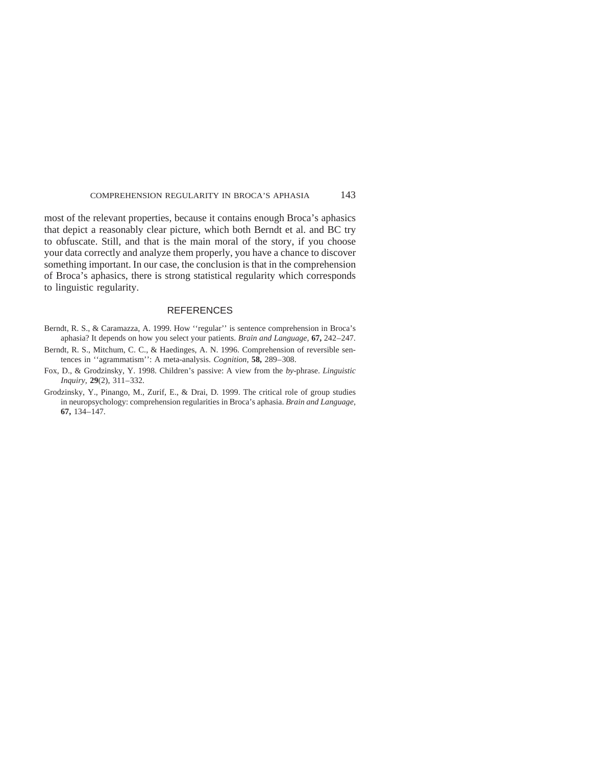most of the relevant properties, because it contains enough Broca's aphasics that depict a reasonably clear picture, which both Berndt et al. and BC try to obfuscate. Still, and that is the main moral of the story, if you choose your data correctly and analyze them properly, you have a chance to discover something important. In our case, the conclusion is that in the comprehension of Broca's aphasics, there is strong statistical regularity which corresponds to linguistic regularity.

## REFERENCES

Berndt, R. S., & Caramazza, A. 1999. How ''regular'' is sentence comprehension in Broca's aphasia? It depends on how you select your patients. *Brain and Language,* **67,** 242–247.

Berndt, R. S., Mitchum, C. C., & Haedinges, A. N. 1996. Comprehension of reversible sentences in ''agrammatism'': A meta-analysis. *Cognition,* **58,** 289–308.

Fox, D., & Grodzinsky, Y. 1998. Children's passive: A view from the *by*-phrase. *Linguistic Inquiry,* **29**(2), 311–332.

Grodzinsky, Y., Pinango, M., Zurif, E., & Drai, D. 1999. The critical role of group studies in neuropsychology: comprehension regularities in Broca's aphasia. *Brain and Language,* **67,** 134–147.